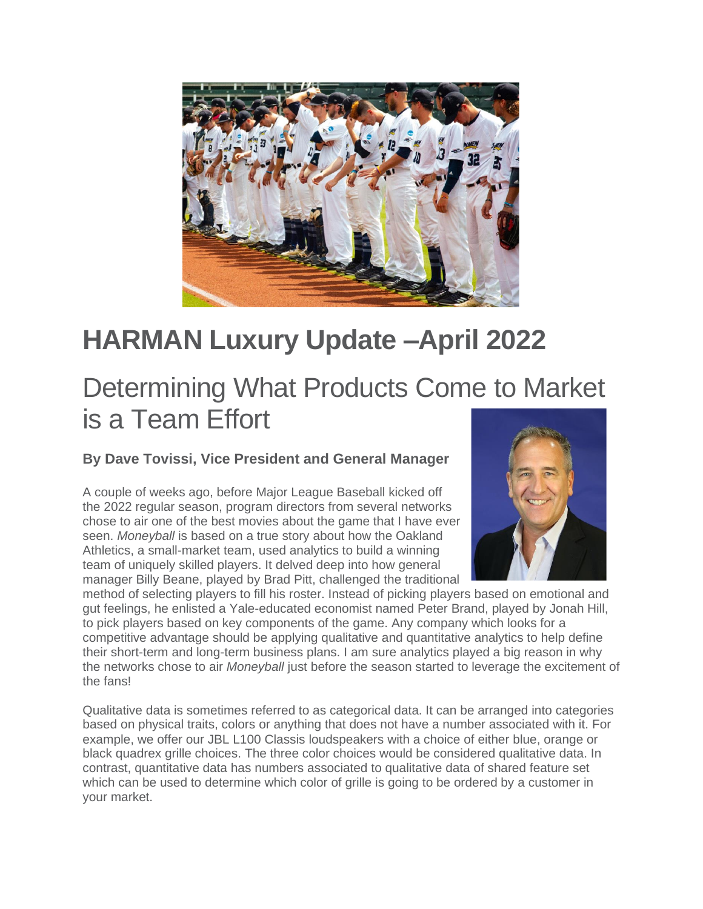# HARMAN Luxury Update –April 2022

## Determining What Products Come to Market is a Team Effort

**By Dave Tovissi, Vice President and General Manager**

A couple of weeks ago, before Major League Baseball kicked off the 2022 regular season, program directors from several networks chose to air one of the best movies about the game that I have ever seen. *Moneyball* is based on a true story about how the Oakland Athletics, a small-market team, used analytics to build a winning team of uniquely skilled players. It delved deep into how general manager Billy Beane, played by Brad Pitt, challenged the traditional method of selecting players to fill his roster. Instead of picking players based on emotional and gut feelings, he enlisted a Yale-educated economist named Peter Brand, played by Jonah Hill, to pick players based on key components of the game. Any company which looks for a competitive advantage should be applying qualitative and quantitative analytics to help define their short-term and long-term business plans. I am sure analytics played a big reason in why the networks chose to air *Moneyball* just before the season started to leverage the excitement of the fans!

Qualitative data is sometimes referred to as categorical data. It can be arranged into categories based on physical traits, colors or anything that does not have a number associated with it. For example, we offer our JBL L100 Classis loudspeakers with a choice of either blue, orange or black quadrex grille choices. The three color choices would be considered qualitative data. In contrast, quantitative data has numbers associated to qualitative data of shared feature set which can be used to determine which color of grille is going to be ordered by a customer in your market.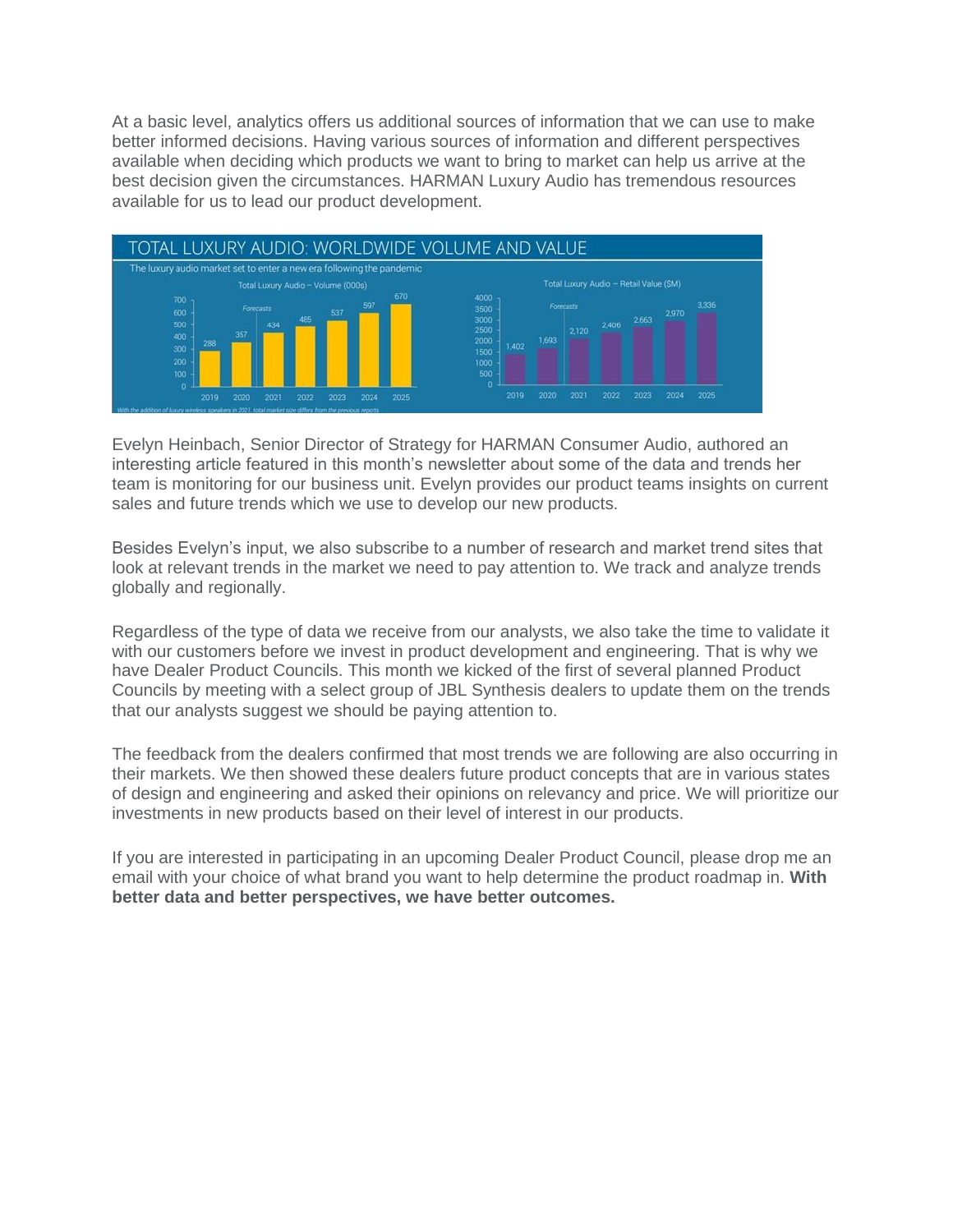At a basic level, analytics offers us additional sources of information that we can use to make better informed decisions. Having various sources of information and different perspectives available when deciding which products we want to bring to market can help us arrive at the best decision given the circumstances. HARMAN Luxury Audio has tremendous resources available for us to lead our product development.

**TOTAL LUXURY AUDIO: WORLDWIDE VOLUME AND VALUE**

The luxury audio market set to enter a new era following the pandemic

| Year | Total Luxury Audio – Volume (000s) | Total Luxury Audio – Retail Value ($M) |
|---|---|---|
| 2019 | 288 | 1,402 |
| 2020 | 357 | 1,693 |
| 2021 (Forecast) | 434 | 2,120 |
| 2022 (Forecast) | 485 | 2,406 |
| 2023 (Forecast) | 537 | 2,663 |
| 2024 (Forecast) | 597 | 2,970 |
| 2025 (Forecast) | 670 | 3,336 |

*With the addition of luxury wireless speakers in 2021, total market size differs from the previous reports*

Evelyn Heinbach, Senior Director of Strategy for HARMAN Consumer Audio, authored an interesting article featured in this month's newsletter about some of the data and trends her team is monitoring for our business unit. Evelyn provides our product teams insights on current sales and future trends which we use to develop our new products.

Besides Evelyn's input, we also subscribe to a number of research and market trend sites that look at relevant trends in the market we need to pay attention to. We track and analyze trends globally and regionally.

Regardless of the type of data we receive from our analysts, we also take the time to validate it with our customers before we invest in product development and engineering. That is why we have Dealer Product Councils. This month we kicked of the first of several planned Product Councils by meeting with a select group of JBL Synthesis dealers to update them on the trends that our analysts suggest we should be paying attention to.

The feedback from the dealers confirmed that most trends we are following are also occurring in their markets. We then showed these dealers future product concepts that are in various states of design and engineering and asked their opinions on relevancy and price. We will prioritize our investments in new products based on their level of interest in our products.

If you are interested in participating in an upcoming Dealer Product Council, please drop me an email with your choice of what brand you want to help determine the product roadmap in. **With better data and better perspectives, we have better outcomes.**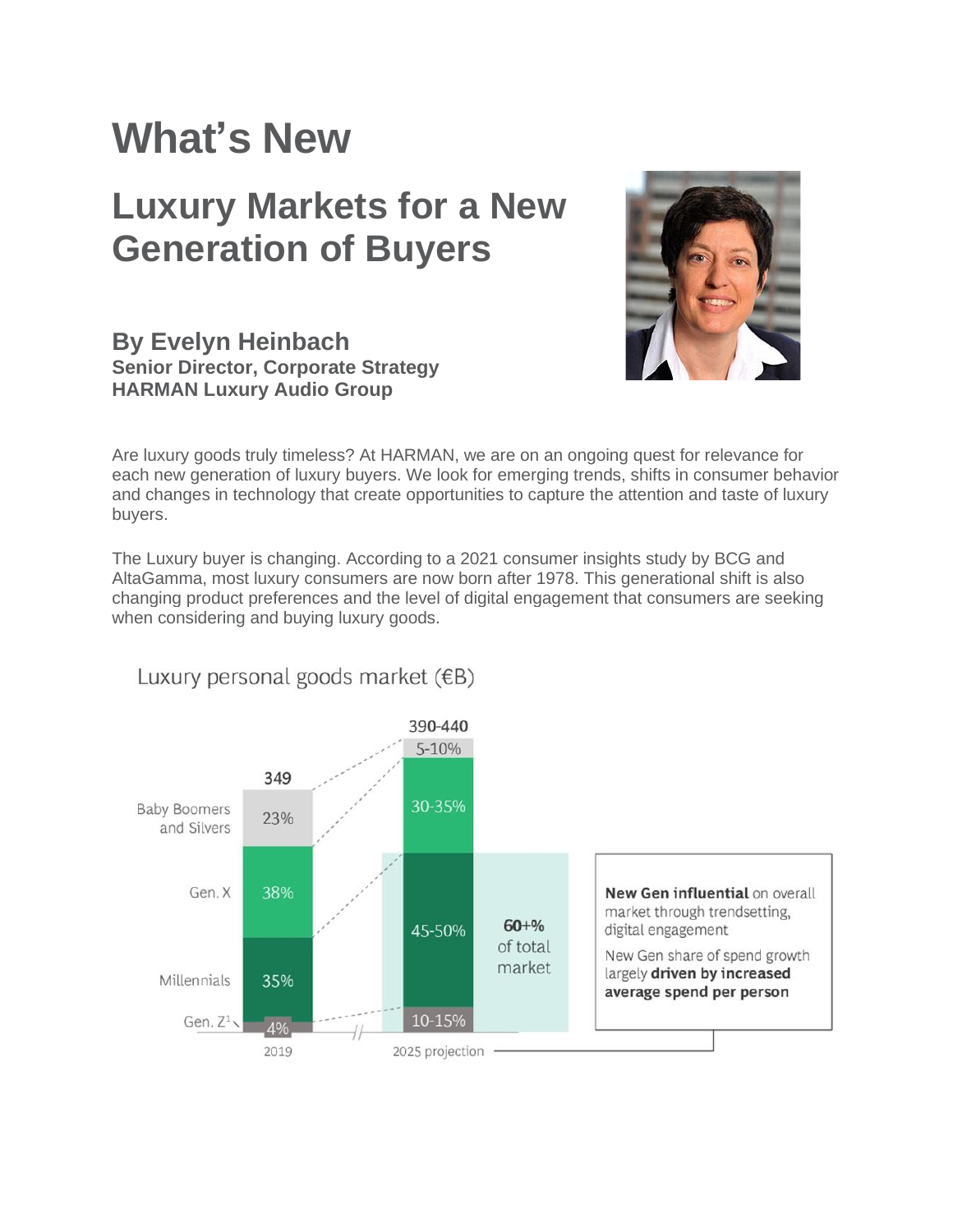# What's New

## Luxury Markets for a New Generation of Buyers

### By Evelyn Heinbach

**Senior Director, Corporate Strategy**
**HARMAN Luxury Audio Group**

Are luxury goods truly timeless? At HARMAN, we are on an ongoing quest for relevance for each new generation of luxury buyers. We look for emerging trends, shifts in consumer behavior and changes in technology that create opportunities to capture the attention and taste of luxury buyers.

The Luxury buyer is changing. According to a 2021 consumer insights study by BCG and AltaGamma, most luxury consumers are now born after 1978. This generational shift is also changing product preferences and the level of digital engagement that consumers are seeking when considering and buying luxury goods.

Luxury personal goods market (€B)

| | 2019 | 2025 projection |
|---|---|---|
| Total | 349 | 390-440 |
| Baby Boomers and Silvers | 23% | 5-10% |
| Gen. X | 38% | 30-35% |
| Millennials | 35% | 45-50% |
| Gen. Z[1] | 4% | 10-15% |

60+% of total market

**New Gen influential** on overall market through trendsetting, digital engagement

New Gen share of spend growth largely **driven by increased average spend per person**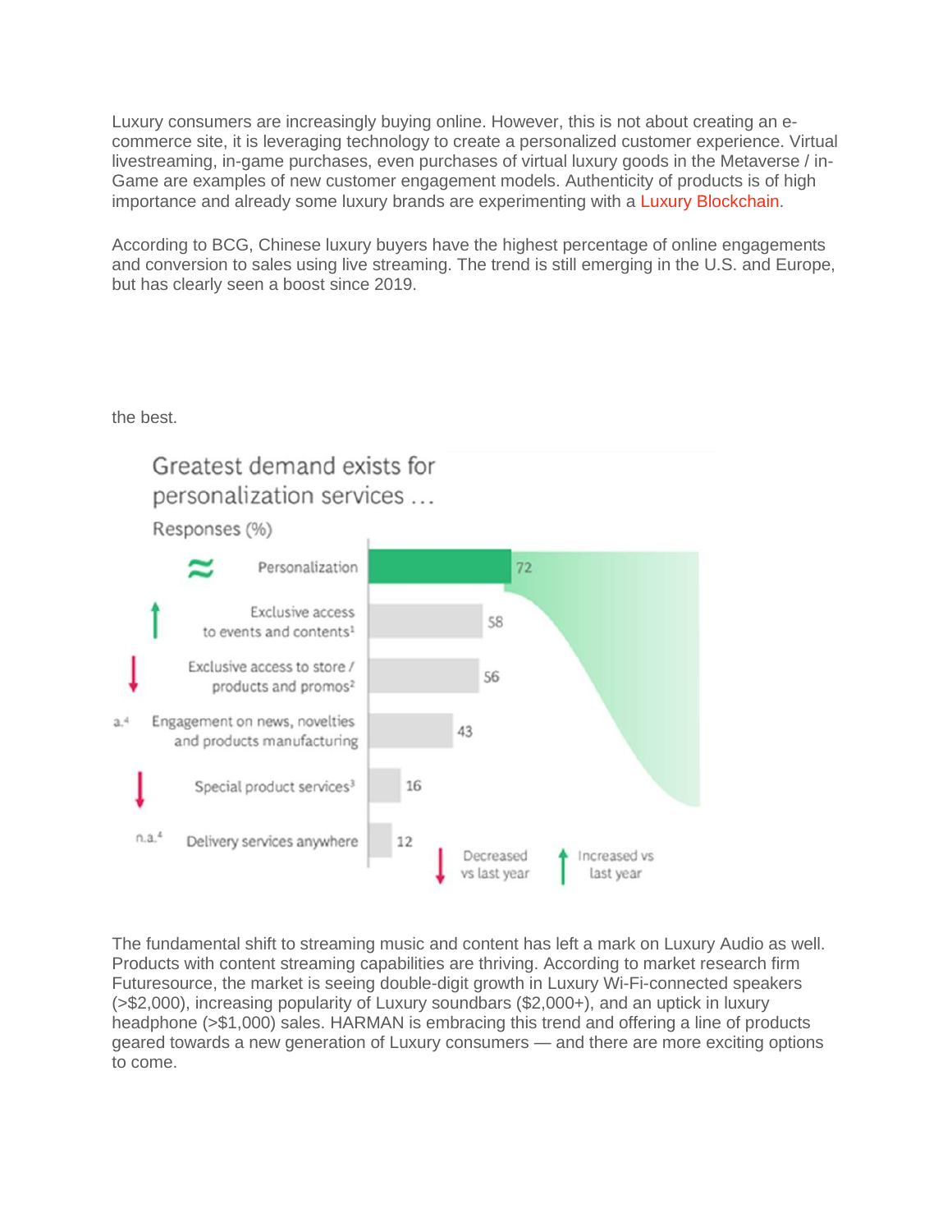Luxury consumers are increasingly buying online. However, this is not about creating an e-commerce site, it is leveraging technology to create a personalized customer experience. Virtual livestreaming, in-game purchases, even purchases of virtual luxury goods in the Metaverse / in-Game are examples of new customer engagement models. Authenticity of products is of high importance and already some luxury brands are experimenting with a Luxury Blockchain.

According to BCG, Chinese luxury buyers have the highest percentage of online engagements and conversion to sales using live streaming. The trend is still emerging in the U.S. and Europe, but has clearly seen a boost since 2019.

the best.

**Greatest demand exists for personalization services ...**

Responses (%)

| Trend | Service | Responses (%) |
|---|---|---|
| ≈ | Personalization | 72 |
| ↑ | Exclusive access to events and contents[1] | 58 |
| ↓ | Exclusive access to store / products and promos[2] | 56 |
| n.a.[4] | Engagement on news, novelties and products manufacturing | 43 |
| ↓ | Special product services[3] | 16 |
| n.a.[4] | Delivery services anywhere | 12 |

↓ Decreased vs last year ↑ Increased vs last year

The fundamental shift to streaming music and content has left a mark on Luxury Audio as well. Products with content streaming capabilities are thriving. According to market research firm Futuresource, the market is seeing double-digit growth in Luxury Wi-Fi-connected speakers (>$2,000), increasing popularity of Luxury soundbars ($2,000+), and an uptick in luxury headphone (>$1,000) sales. HARMAN is embracing this trend and offering a line of products geared towards a new generation of Luxury consumers — and there are more exciting options to come.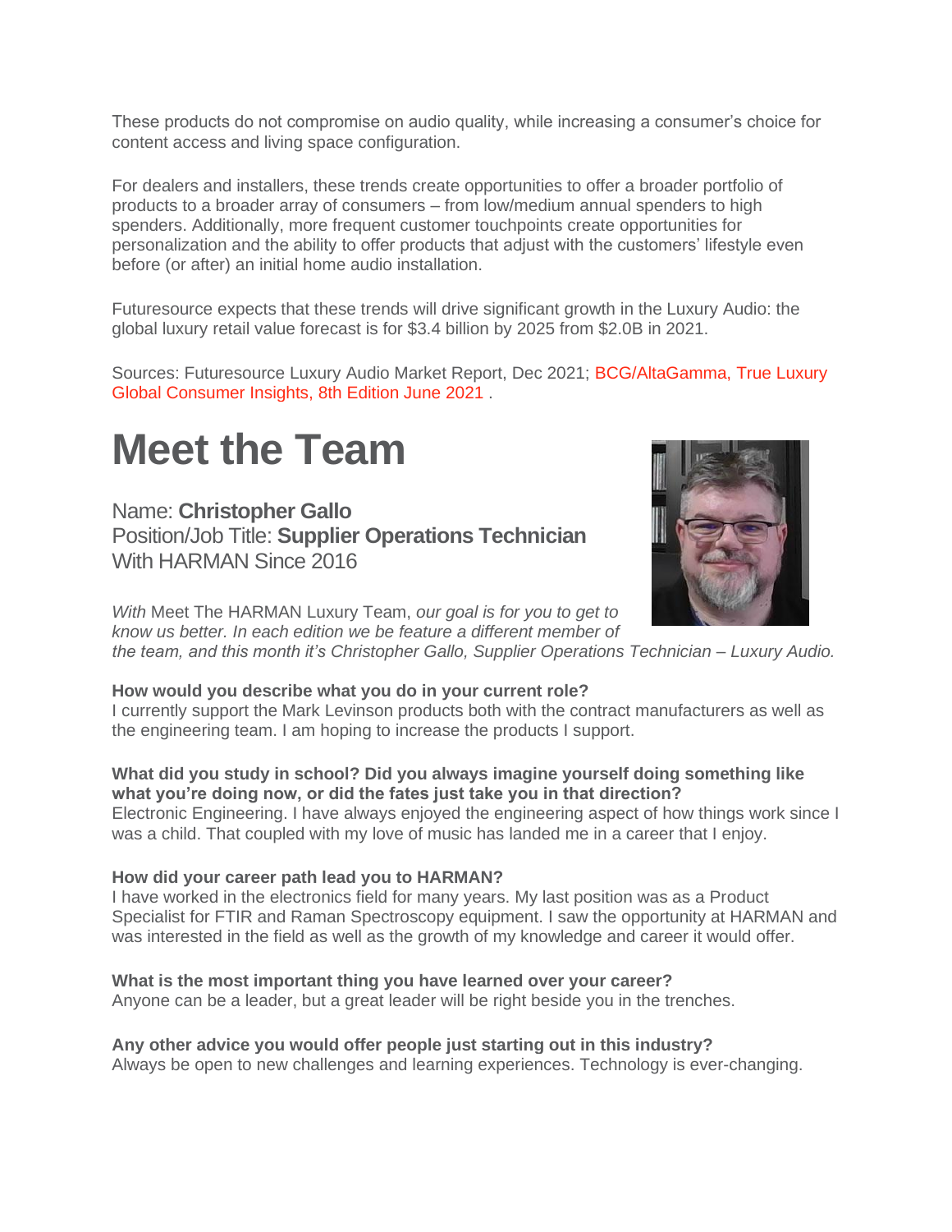These products do not compromise on audio quality, while increasing a consumer's choice for content access and living space configuration.

For dealers and installers, these trends create opportunities to offer a broader portfolio of products to a broader array of consumers – from low/medium annual spenders to high spenders. Additionally, more frequent customer touchpoints create opportunities for personalization and the ability to offer products that adjust with the customers' lifestyle even before (or after) an initial home audio installation.

Futuresource expects that these trends will drive significant growth in the Luxury Audio: the global luxury retail value forecast is for $3.4 billion by 2025 from $2.0B in 2021.

Sources: Futuresource Luxury Audio Market Report, Dec 2021; BCG/AltaGamma, True Luxury Global Consumer Insights, 8th Edition June 2021 .

# Meet the Team

Name: **Christopher Gallo**
Position/Job Title: **Supplier Operations Technician**
With HARMAN Since 2016

*With* Meet The HARMAN Luxury Team, *our goal is for you to get to know us better. In each edition we be feature a different member of the team, and this month it's Christopher Gallo, Supplier Operations Technician – Luxury Audio.*

**How would you describe what you do in your current role?**
I currently support the Mark Levinson products both with the contract manufacturers as well as the engineering team. I am hoping to increase the products I support.

**What did you study in school? Did you always imagine yourself doing something like what you're doing now, or did the fates just take you in that direction?**
Electronic Engineering. I have always enjoyed the engineering aspect of how things work since I was a child. That coupled with my love of music has landed me in a career that I enjoy.

**How did your career path lead you to HARMAN?**
I have worked in the electronics field for many years. My last position was as a Product Specialist for FTIR and Raman Spectroscopy equipment. I saw the opportunity at HARMAN and was interested in the field as well as the growth of my knowledge and career it would offer.

**What is the most important thing you have learned over your career?**
Anyone can be a leader, but a great leader will be right beside you in the trenches.

**Any other advice you would offer people just starting out in this industry?**
Always be open to new challenges and learning experiences. Technology is ever-changing.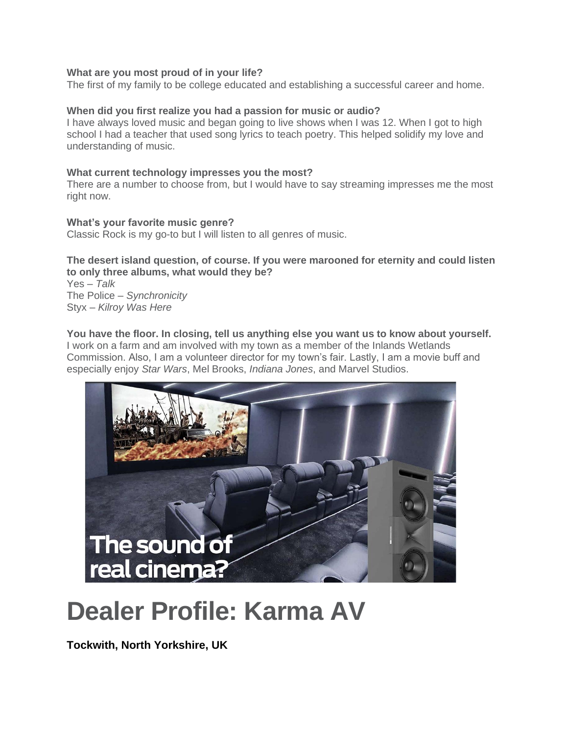**What are you most proud of in your life?**
The first of my family to be college educated and establishing a successful career and home.

**When did you first realize you had a passion for music or audio?**
I have always loved music and began going to live shows when I was 12. When I got to high school I had a teacher that used song lyrics to teach poetry. This helped solidify my love and understanding of music.

**What current technology impresses you the most?**
There are a number to choose from, but I would have to say streaming impresses me the most right now.

**What's your favorite music genre?**
Classic Rock is my go-to but I will listen to all genres of music.

**The desert island question, of course. If you were marooned for eternity and could listen to only three albums, what would they be?**
Yes – *Talk*
The Police – *Synchronicity*
Styx – *Kilroy Was Here*

**You have the floor. In closing, tell us anything else you want us to know about yourself.**
I work on a farm and am involved with my town as a member of the Inlands Wetlands Commission. Also, I am a volunteer director for my town's fair. Lastly, I am a movie buff and especially enjoy *Star Wars*, Mel Brooks, *Indiana Jones*, and Marvel Studios.

The sound of real cinema?

# Dealer Profile: Karma AV

**Tockwith, North Yorkshire, UK**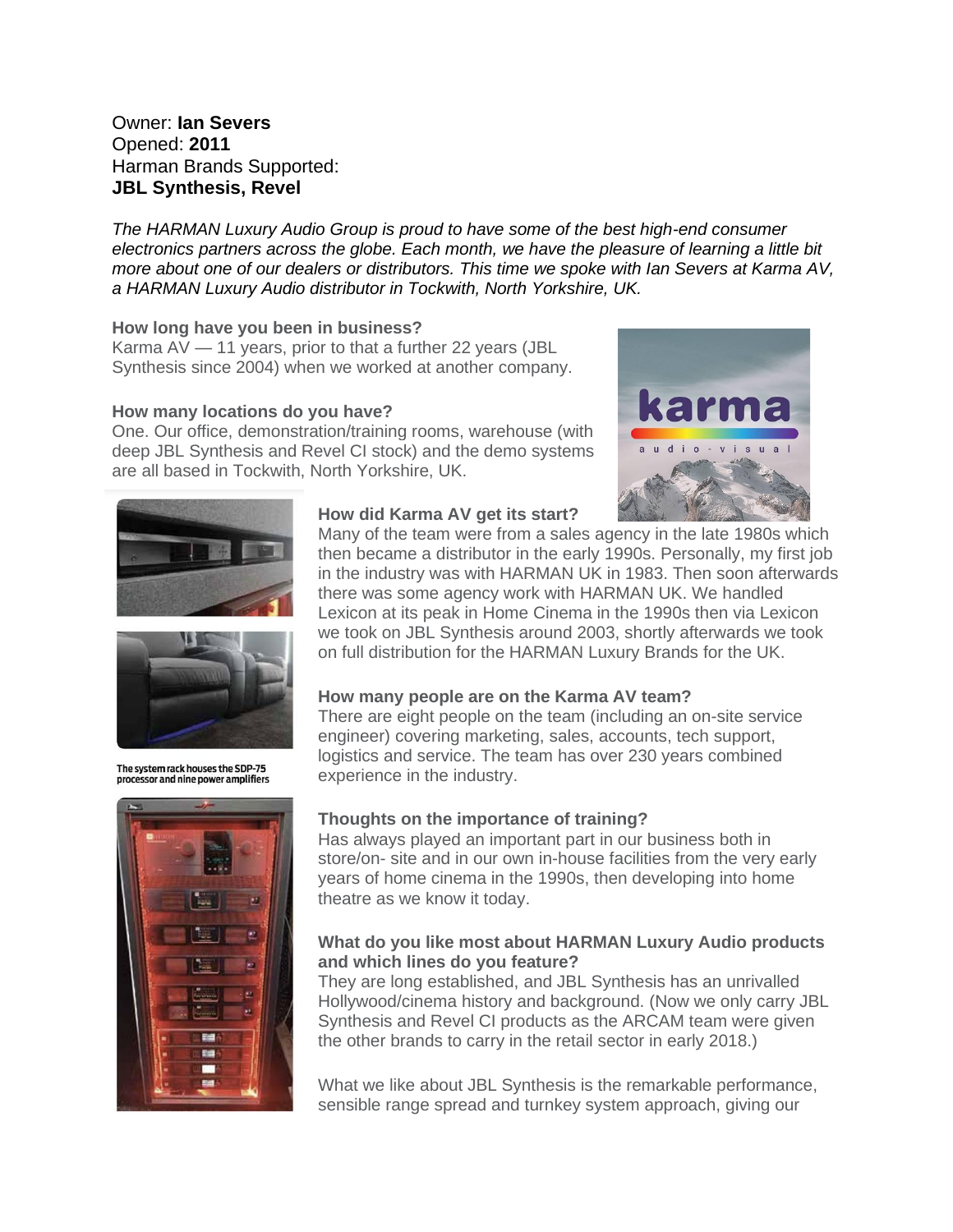Owner: **Ian Severs**
Opened: **2011**
Harman Brands Supported:
**JBL Synthesis, Revel**

*The HARMAN Luxury Audio Group is proud to have some of the best high-end consumer electronics partners across the globe. Each month, we have the pleasure of learning a little bit more about one of our dealers or distributors. This time we spoke with Ian Severs at Karma AV, a HARMAN Luxury Audio distributor in Tockwith, North Yorkshire, UK.*

**How long have you been in business?**
Karma AV — 11 years, prior to that a further 22 years (JBL Synthesis since 2004) when we worked at another company.

**How many locations do you have?**
One. Our office, demonstration/training rooms, warehouse (with deep JBL Synthesis and Revel CI stock) and the demo systems are all based in Tockwith, North Yorkshire, UK.

**How did Karma AV get its start?**
Many of the team were from a sales agency in the late 1980s which then became a distributor in the early 1990s. Personally, my first job in the industry was with HARMAN UK in 1983. Then soon afterwards there was some agency work with HARMAN UK. We handled Lexicon at its peak in Home Cinema in the 1990s then via Lexicon we took on JBL Synthesis around 2003, shortly afterwards we took on full distribution for the HARMAN Luxury Brands for the UK.

The system rack houses the SDP-75 processor and nine power amplifiers

**How many people are on the Karma AV team?**
There are eight people on the team (including an on-site service engineer) covering marketing, sales, accounts, tech support, logistics and service. The team has over 230 years combined experience in the industry.

**Thoughts on the importance of training?**
Has always played an important part in our business both in store/on- site and in our own in-house facilities from the very early years of home cinema in the 1990s, then developing into home theatre as we know it today.

**What do you like most about HARMAN Luxury Audio products and which lines do you feature?**
They are long established, and JBL Synthesis has an unrivalled Hollywood/cinema history and background. (Now we only carry JBL Synthesis and Revel CI products as the ARCAM team were given the other brands to carry in the retail sector in early 2018.)

What we like about JBL Synthesis is the remarkable performance, sensible range spread and turnkey system approach, giving our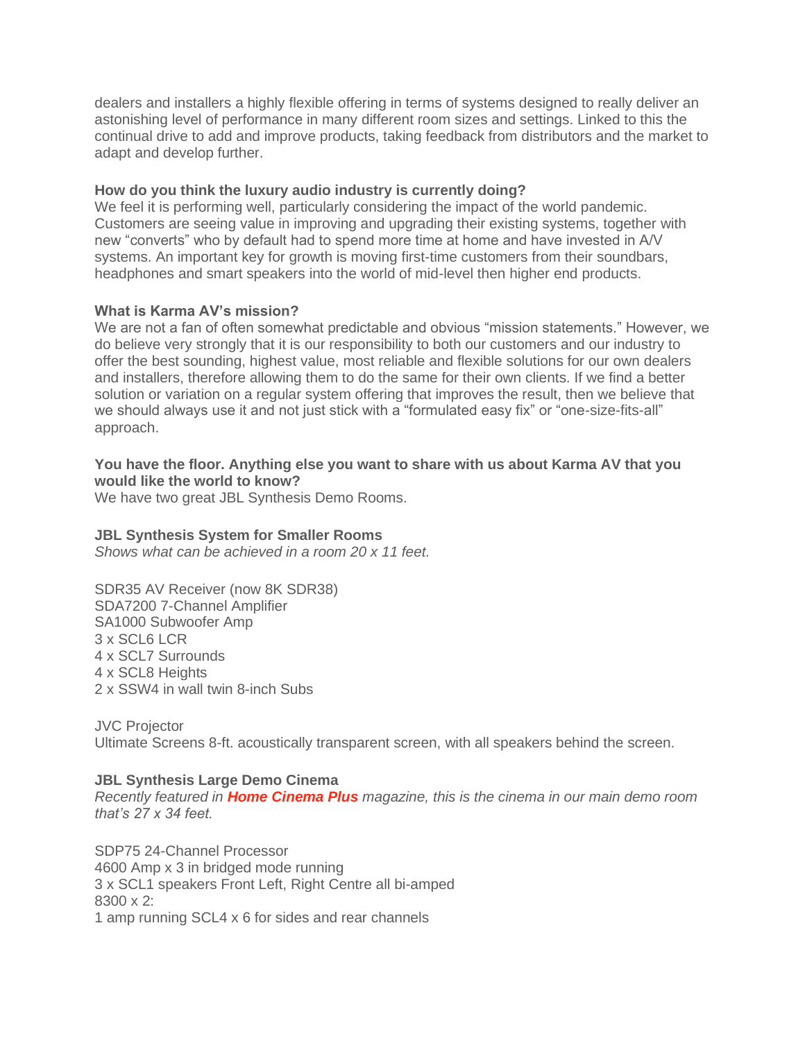dealers and installers a highly flexible offering in terms of systems designed to really deliver an astonishing level of performance in many different room sizes and settings. Linked to this the continual drive to add and improve products, taking feedback from distributors and the market to adapt and develop further.

**How do you think the luxury audio industry is currently doing?**
We feel it is performing well, particularly considering the impact of the world pandemic. Customers are seeing value in improving and upgrading their existing systems, together with new "converts" who by default had to spend more time at home and have invested in A/V systems. An important key for growth is moving first-time customers from their soundbars, headphones and smart speakers into the world of mid-level then higher end products.

**What is Karma AV's mission?**
We are not a fan of often somewhat predictable and obvious "mission statements." However, we do believe very strongly that it is our responsibility to both our customers and our industry to offer the best sounding, highest value, most reliable and flexible solutions for our own dealers and installers, therefore allowing them to do the same for their own clients. If we find a better solution or variation on a regular system offering that improves the result, then we believe that we should always use it and not just stick with a "formulated easy fix" or "one-size-fits-all" approach.

**You have the floor. Anything else you want to share with us about Karma AV that you would like the world to know?**
We have two great JBL Synthesis Demo Rooms.

**JBL Synthesis System for Smaller Rooms**
*Shows what can be achieved in a room 20 x 11 feet.*

SDR35 AV Receiver (now 8K SDR38)
SDA7200 7-Channel Amplifier
SA1000 Subwoofer Amp
3 x SCL6 LCR
4 x SCL7 Surrounds
4 x SCL8 Heights
2 x SSW4 in wall twin 8-inch Subs

JVC Projector
Ultimate Screens 8-ft. acoustically transparent screen, with all speakers behind the screen.

**JBL Synthesis Large Demo Cinema**
*Recently featured in **Home Cinema Plus** magazine, this is the cinema in our main demo room that's 27 x 34 feet.*

SDP75 24-Channel Processor
4600 Amp x 3 in bridged mode running
3 x SCL1 speakers Front Left, Right Centre all bi-amped
8300 x 2:
1 amp running SCL4 x 6 for sides and rear channels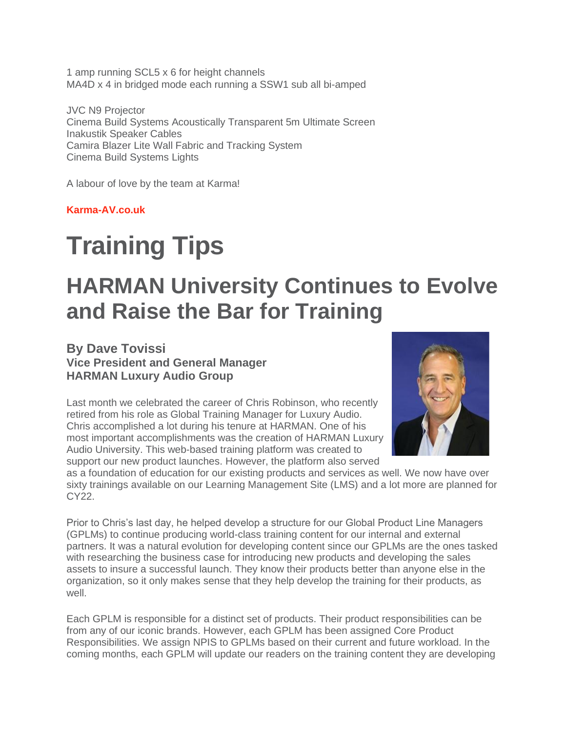1 amp running SCL5 x 6 for height channels
MA4D x 4 in bridged mode each running a SSW1 sub all bi-amped

JVC N9 Projector
Cinema Build Systems Acoustically Transparent 5m Ultimate Screen
Inakustik Speaker Cables
Camira Blazer Lite Wall Fabric and Tracking System
Cinema Build Systems Lights

A labour of love by the team at Karma!

**Karma-AV.co.uk**

# Training Tips

## HARMAN University Continues to Evolve and Raise the Bar for Training

### By Dave Tovissi
**Vice President and General Manager**
**HARMAN Luxury Audio Group**

Last month we celebrated the career of Chris Robinson, who recently retired from his role as Global Training Manager for Luxury Audio. Chris accomplished a lot during his tenure at HARMAN. One of his most important accomplishments was the creation of HARMAN Luxury Audio University. This web-based training platform was created to support our new product launches. However, the platform also served as a foundation of education for our existing products and services as well. We now have over sixty trainings available on our Learning Management Site (LMS) and a lot more are planned for CY22.

Prior to Chris's last day, he helped develop a structure for our Global Product Line Managers (GPLMs) to continue producing world-class training content for our internal and external partners. It was a natural evolution for developing content since our GPLMs are the ones tasked with researching the business case for introducing new products and developing the sales assets to insure a successful launch. They know their products better than anyone else in the organization, so it only makes sense that they help develop the training for their products, as well.

Each GPLM is responsible for a distinct set of products. Their product responsibilities can be from any of our iconic brands. However, each GPLM has been assigned Core Product Responsibilities. We assign NPIS to GPLMs based on their current and future workload. In the coming months, each GPLM will update our readers on the training content they are developing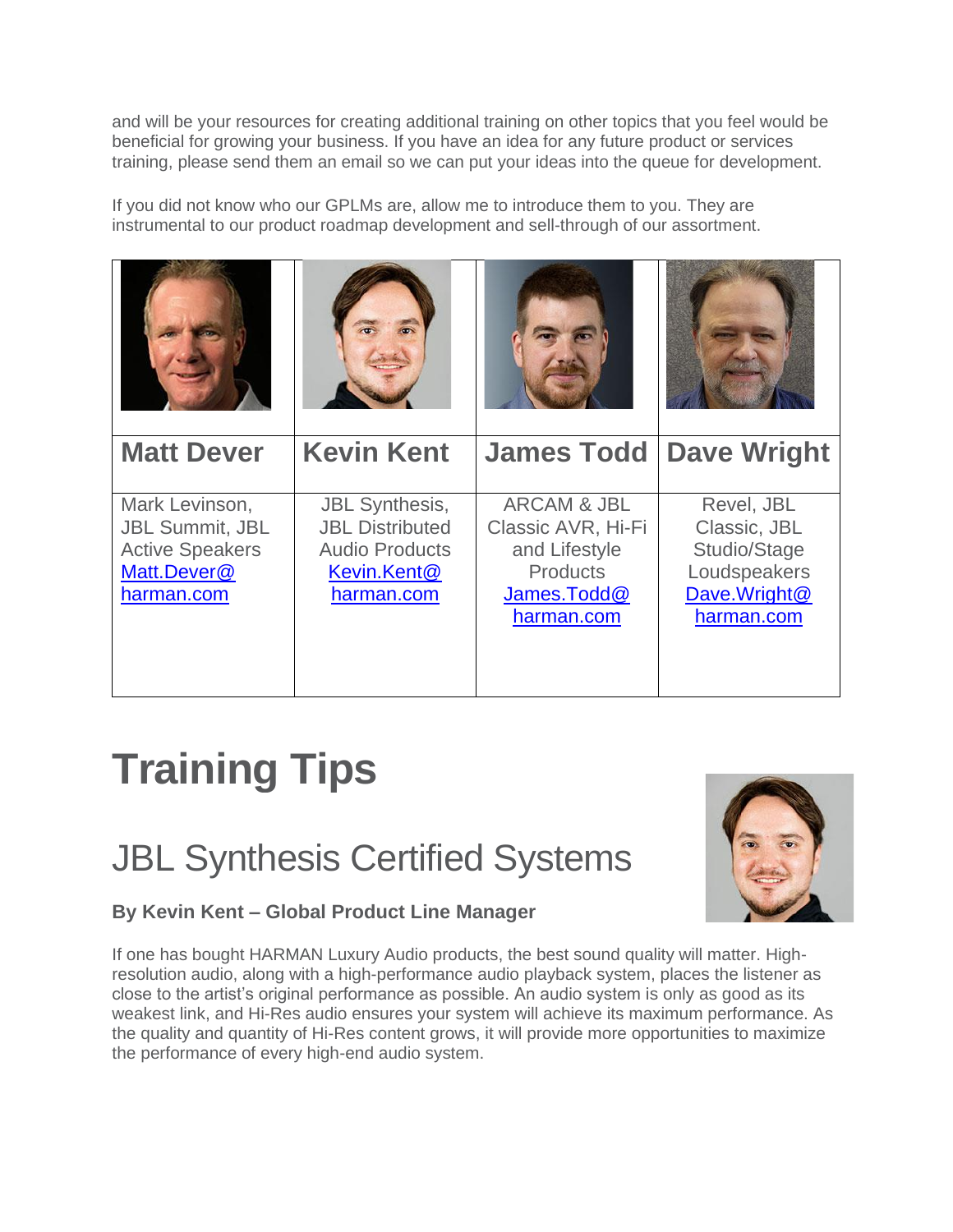and will be your resources for creating additional training on other topics that you feel would be beneficial for growing your business. If you have an idea for any future product or services training, please send them an email so we can put your ideas into the queue for development.

If you did not know who our GPLMs are, allow me to introduce them to you. They are instrumental to our product roadmap development and sell-through of our assortment.

| | | | |
|---|---|---|---|
| **Matt Dever** | **Kevin Kent** | **James Todd** | **Dave Wright** |
| Mark Levinson, JBL Summit, JBL Active Speakers Matt.Dever@harman.com | JBL Synthesis, JBL Distributed Audio Products Kevin.Kent@harman.com | ARCAM & JBL Classic AVR, Hi-Fi and Lifestyle Products James.Todd@harman.com | Revel, JBL Classic, JBL Studio/Stage Loudspeakers Dave.Wright@harman.com |

# Training Tips

## JBL Synthesis Certified Systems

**By Kevin Kent – Global Product Line Manager**

If one has bought HARMAN Luxury Audio products, the best sound quality will matter. High-resolution audio, along with a high-performance audio playback system, places the listener as close to the artist's original performance as possible. An audio system is only as good as its weakest link, and Hi-Res audio ensures your system will achieve its maximum performance. As the quality and quantity of Hi-Res content grows, it will provide more opportunities to maximize the performance of every high-end audio system.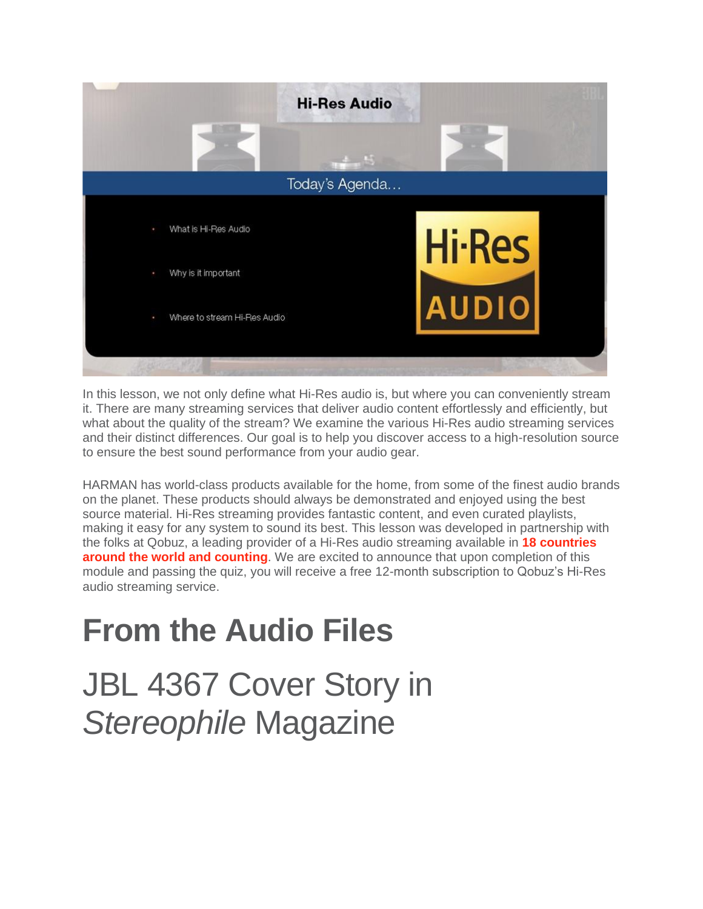Hi-Res Audio

Today's Agenda...

- What is Hi-Res Audio
- Why is it important
- Where to stream Hi-Res Audio

Hi-Res AUDIO

In this lesson, we not only define what Hi-Res audio is, but where you can conveniently stream it. There are many streaming services that deliver audio content effortlessly and efficiently, but what about the quality of the stream? We examine the various Hi-Res audio streaming services and their distinct differences. Our goal is to help you discover access to a high-resolution source to ensure the best sound performance from your audio gear.

HARMAN has world-class products available for the home, from some of the finest audio brands on the planet. These products should always be demonstrated and enjoyed using the best source material. Hi-Res streaming provides fantastic content, and even curated playlists, making it easy for any system to sound its best. This lesson was developed in partnership with the folks at Qobuz, a leading provider of a Hi-Res audio streaming available in **18 countries around the world and counting**. We are excited to announce that upon completion of this module and passing the quiz, you will receive a free 12-month subscription to Qobuz's Hi-Res audio streaming service.

# From the Audio Files

## JBL 4367 Cover Story in *Stereophile* Magazine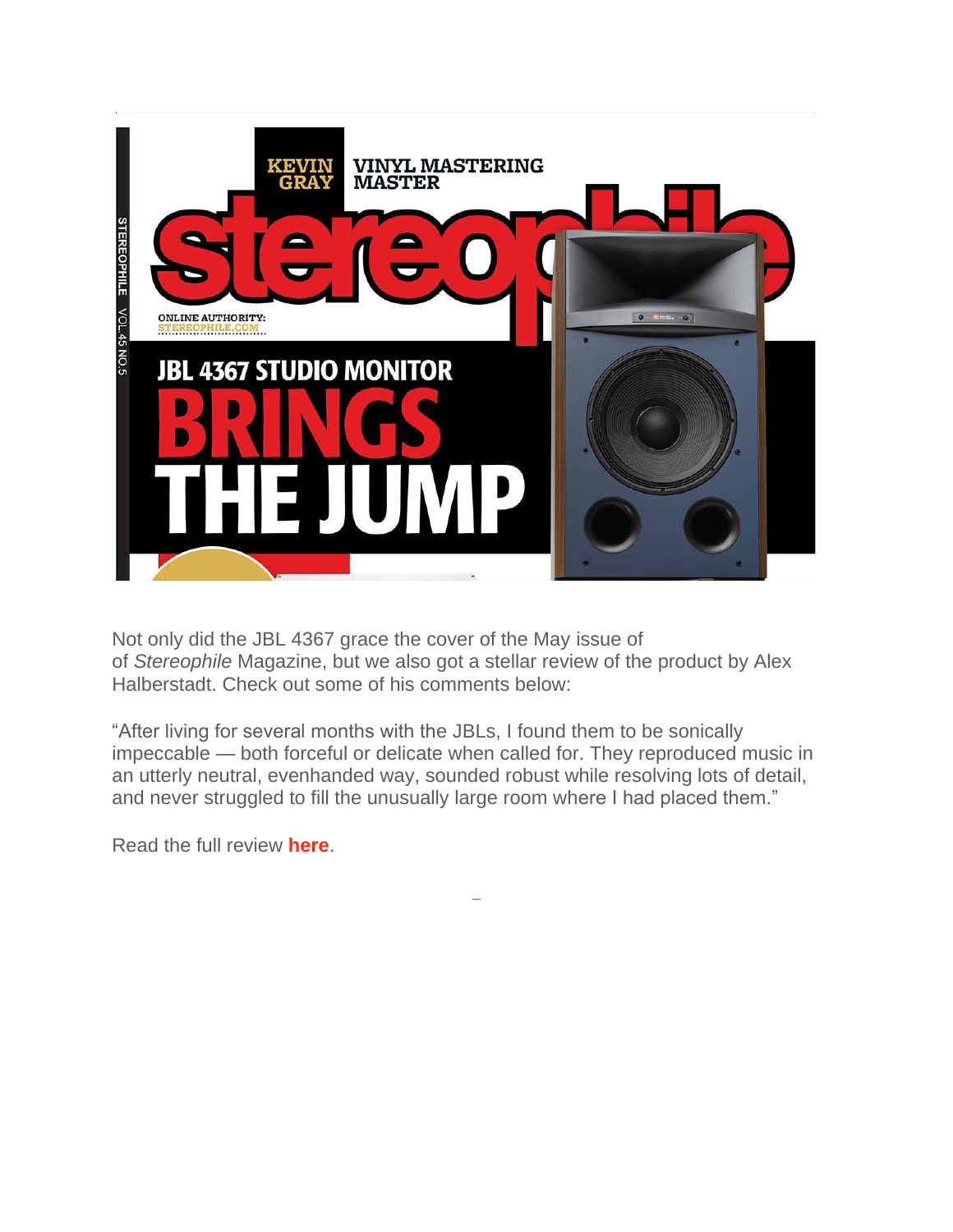Not only did the JBL 4367 grace the cover of the May issue of *Stereophile* Magazine, but we also got a stellar review of the product by Alex Halberstadt. Check out some of his comments below:

"After living for several months with the JBLs, I found them to be sonically impeccable — both forceful or delicate when called for. They reproduced music in an utterly neutral, evenhanded way, sounded robust while resolving lots of detail, and never struggled to fill the unusually large room where I had placed them."

Read the full review **here**.